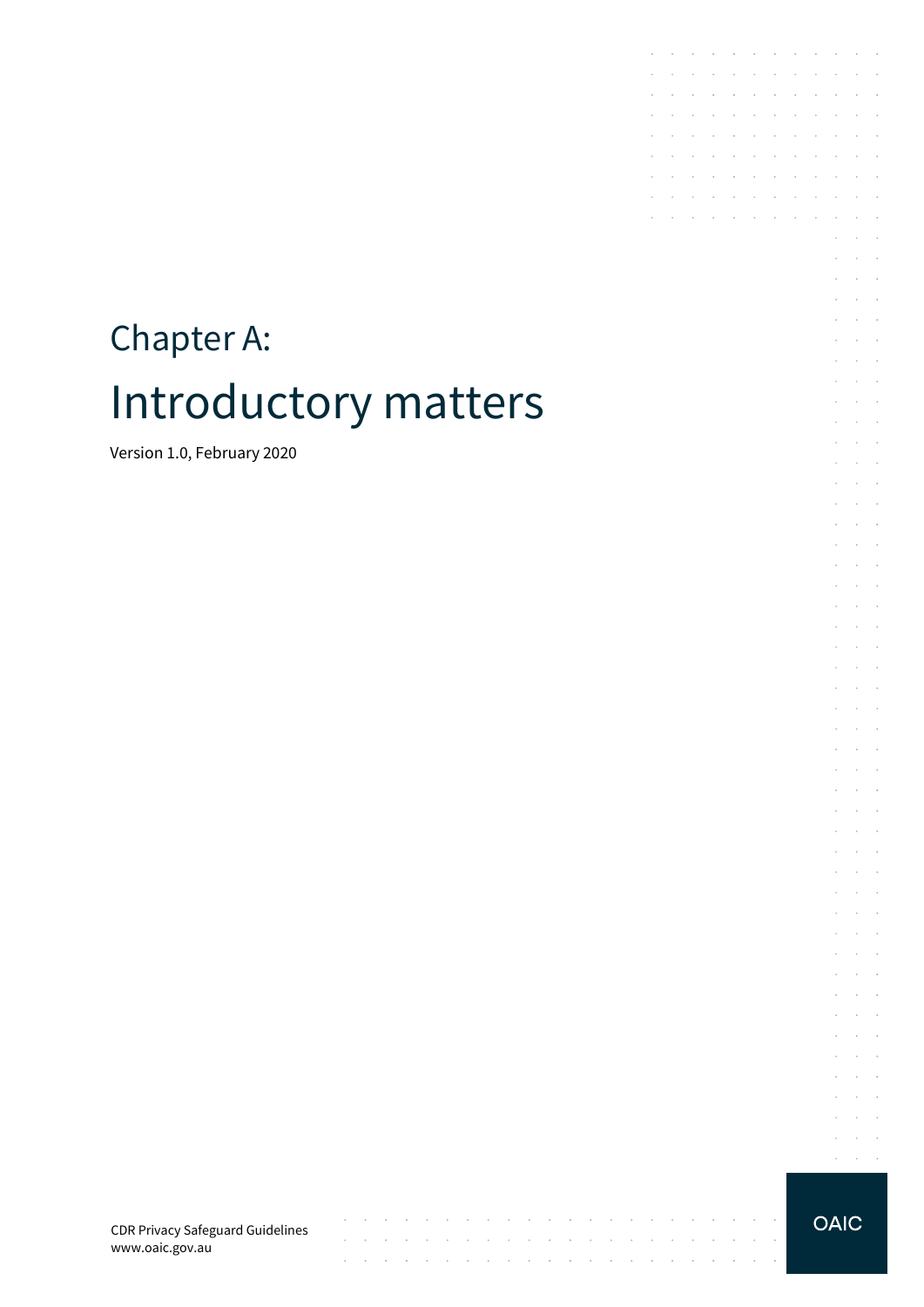# Chapter A:

# Introductory matters

Version 1.0, February 2020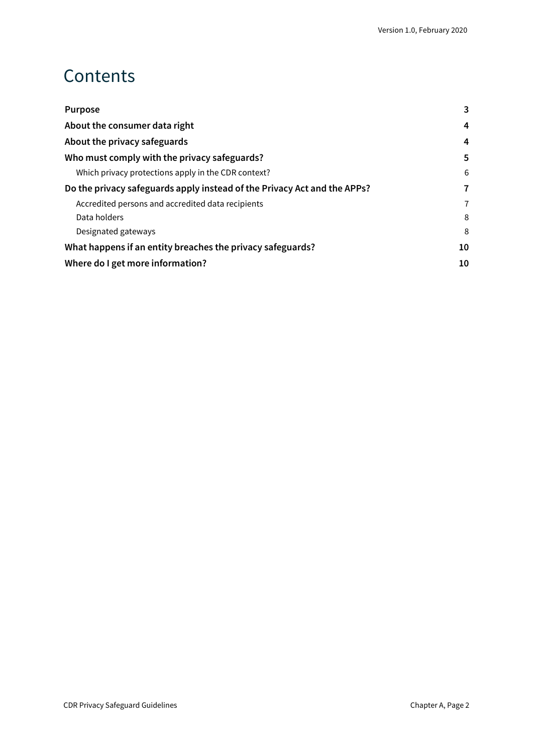# Contents

| | |
|---|---|
| **Purpose** | **3** |
| **About the consumer data right** | **4** |
| **About the privacy safeguards** | **4** |
| **Who must comply with the privacy safeguards?** | **5** |
| Which privacy protections apply in the CDR context? | 6 |
| **Do the privacy safeguards apply instead of the Privacy Act and the APPs?** | **7** |
| Accredited persons and accredited data recipients | 7 |
| Data holders | 8 |
| Designated gateways | 8 |
| **What happens if an entity breaches the privacy safeguards?** | **10** |
| **Where do I get more information?** | **10** |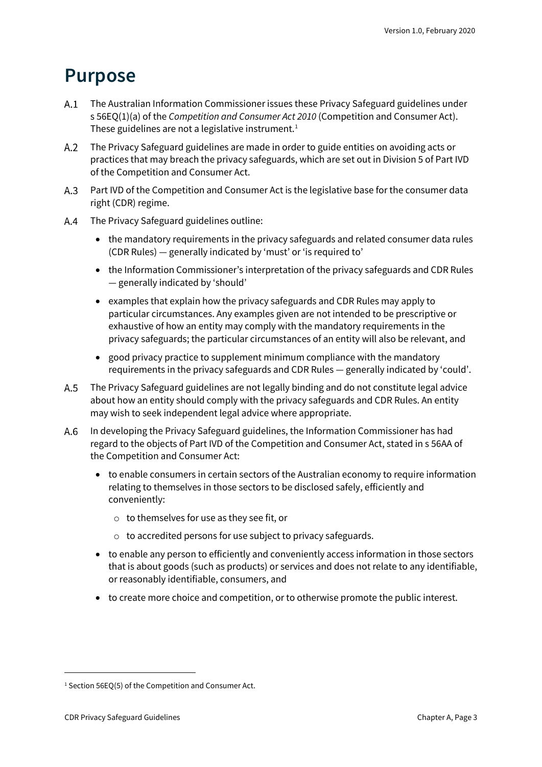# Purpose

A.1 The Australian Information Commissioner issues these Privacy Safeguard guidelines under s 56EQ(1)(a) of the *Competition and Consumer Act 2010* (Competition and Consumer Act). These guidelines are not a legislative instrument.[1]

A.2 The Privacy Safeguard guidelines are made in order to guide entities on avoiding acts or practices that may breach the privacy safeguards, which are set out in Division 5 of Part IVD of the Competition and Consumer Act.

A.3 Part IVD of the Competition and Consumer Act is the legislative base for the consumer data right (CDR) regime.

A.4 The Privacy Safeguard guidelines outline:

- the mandatory requirements in the privacy safeguards and related consumer data rules (CDR Rules) — generally indicated by 'must' or 'is required to'
- the Information Commissioner's interpretation of the privacy safeguards and CDR Rules — generally indicated by 'should'
- examples that explain how the privacy safeguards and CDR Rules may apply to particular circumstances. Any examples given are not intended to be prescriptive or exhaustive of how an entity may comply with the mandatory requirements in the privacy safeguards; the particular circumstances of an entity will also be relevant, and
- good privacy practice to supplement minimum compliance with the mandatory requirements in the privacy safeguards and CDR Rules — generally indicated by 'could'.

A.5 The Privacy Safeguard guidelines are not legally binding and do not constitute legal advice about how an entity should comply with the privacy safeguards and CDR Rules. An entity may wish to seek independent legal advice where appropriate.

A.6 In developing the Privacy Safeguard guidelines, the Information Commissioner has had regard to the objects of Part IVD of the Competition and Consumer Act, stated in s 56AA of the Competition and Consumer Act:

- to enable consumers in certain sectors of the Australian economy to require information relating to themselves in those sectors to be disclosed safely, efficiently and conveniently:
  - to themselves for use as they see fit, or
  - to accredited persons for use subject to privacy safeguards.
- to enable any person to efficiently and conveniently access information in those sectors that is about goods (such as products) or services and does not relate to any identifiable, or reasonably identifiable, consumers, and
- to create more choice and competition, or to otherwise promote the public interest.

[1] Section 56EQ(5) of the Competition and Consumer Act.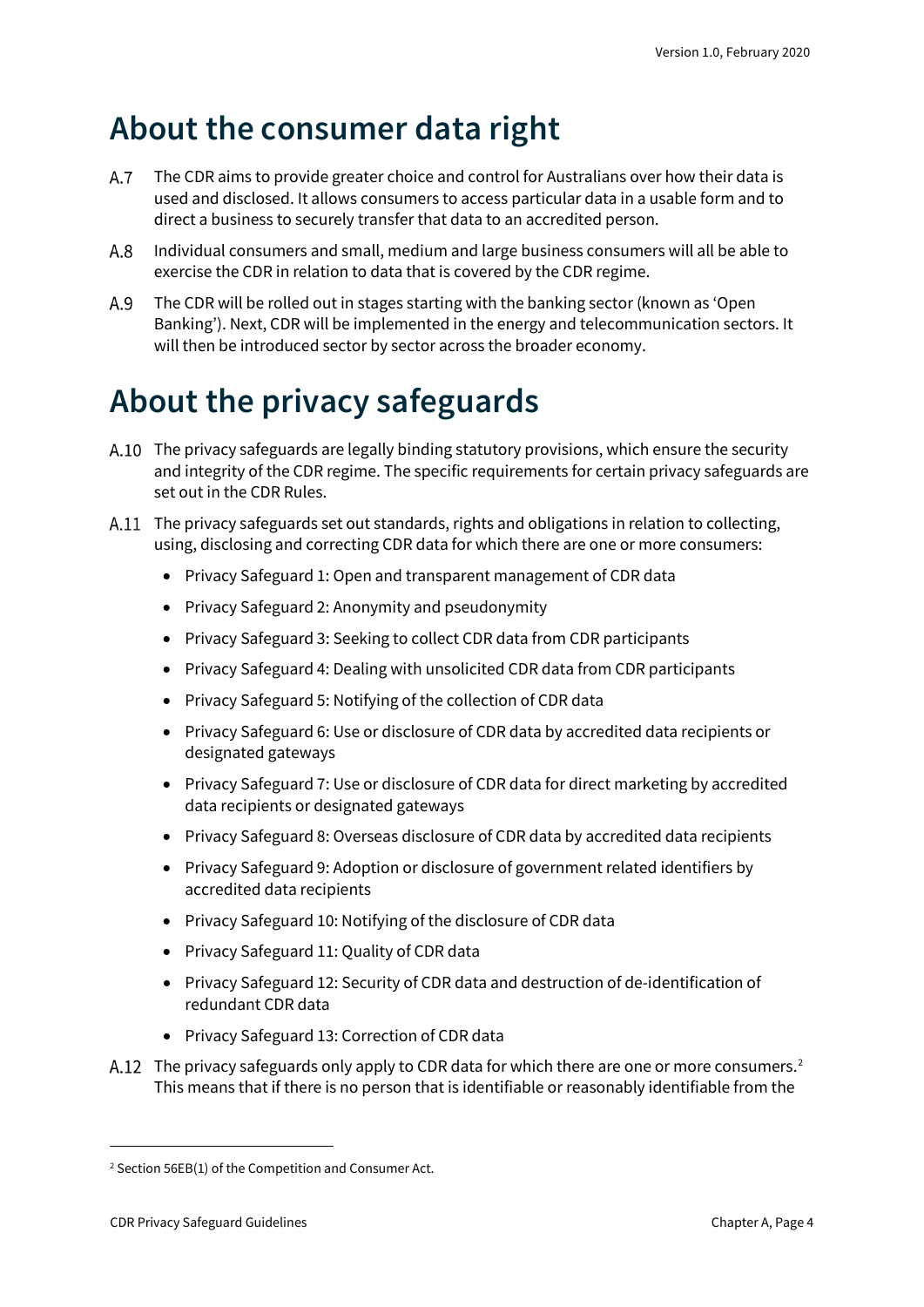# About the consumer data right

A.7 The CDR aims to provide greater choice and control for Australians over how their data is used and disclosed. It allows consumers to access particular data in a usable form and to direct a business to securely transfer that data to an accredited person.

A.8 Individual consumers and small, medium and large business consumers will all be able to exercise the CDR in relation to data that is covered by the CDR regime.

A.9 The CDR will be rolled out in stages starting with the banking sector (known as 'Open Banking'). Next, CDR will be implemented in the energy and telecommunication sectors. It will then be introduced sector by sector across the broader economy.

# About the privacy safeguards

A.10 The privacy safeguards are legally binding statutory provisions, which ensure the security and integrity of the CDR regime. The specific requirements for certain privacy safeguards are set out in the CDR Rules.

A.11 The privacy safeguards set out standards, rights and obligations in relation to collecting, using, disclosing and correcting CDR data for which there are one or more consumers:

- Privacy Safeguard 1: Open and transparent management of CDR data
- Privacy Safeguard 2: Anonymity and pseudonymity
- Privacy Safeguard 3: Seeking to collect CDR data from CDR participants
- Privacy Safeguard 4: Dealing with unsolicited CDR data from CDR participants
- Privacy Safeguard 5: Notifying of the collection of CDR data
- Privacy Safeguard 6: Use or disclosure of CDR data by accredited data recipients or designated gateways
- Privacy Safeguard 7: Use or disclosure of CDR data for direct marketing by accredited data recipients or designated gateways
- Privacy Safeguard 8: Overseas disclosure of CDR data by accredited data recipients
- Privacy Safeguard 9: Adoption or disclosure of government related identifiers by accredited data recipients
- Privacy Safeguard 10: Notifying of the disclosure of CDR data
- Privacy Safeguard 11: Quality of CDR data
- Privacy Safeguard 12: Security of CDR data and destruction of de-identification of redundant CDR data
- Privacy Safeguard 13: Correction of CDR data

A.12 The privacy safeguards only apply to CDR data for which there are one or more consumers.[2] This means that if there is no person that is identifiable or reasonably identifiable from the

[2] Section 56EB(1) of the Competition and Consumer Act.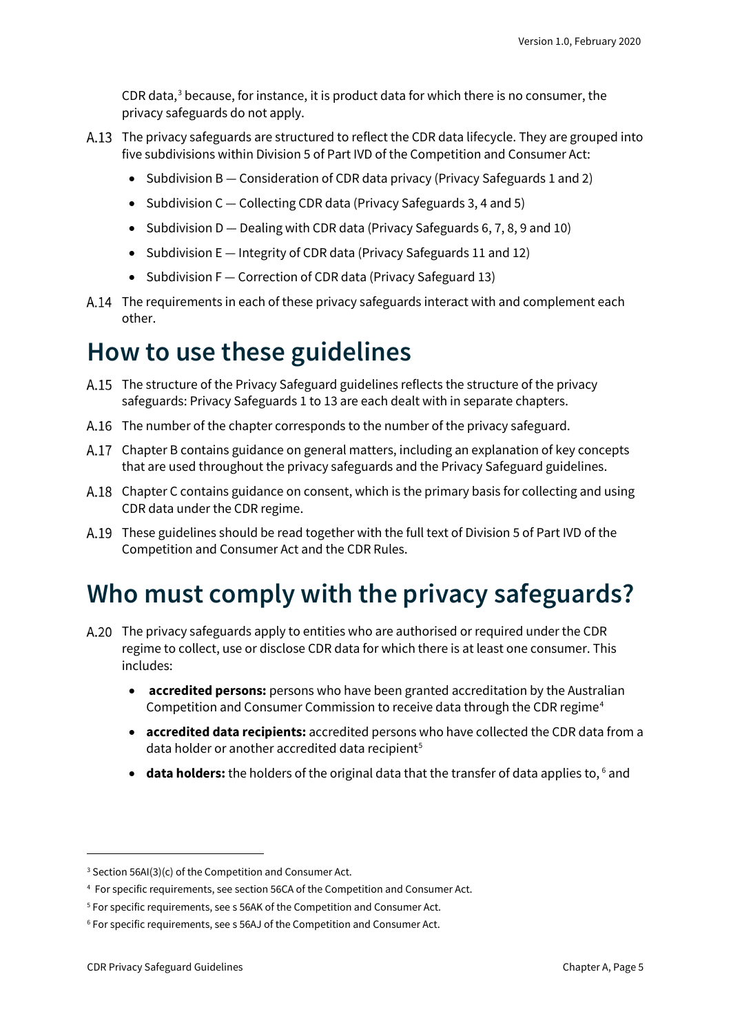CDR data,[3] because, for instance, it is product data for which there is no consumer, the privacy safeguards do not apply.

A.13 The privacy safeguards are structured to reflect the CDR data lifecycle. They are grouped into five subdivisions within Division 5 of Part IVD of the Competition and Consumer Act:

- Subdivision B — Consideration of CDR data privacy (Privacy Safeguards 1 and 2)
- Subdivision C — Collecting CDR data (Privacy Safeguards 3, 4 and 5)
- Subdivision D — Dealing with CDR data (Privacy Safeguards 6, 7, 8, 9 and 10)
- Subdivision E — Integrity of CDR data (Privacy Safeguards 11 and 12)
- Subdivision F — Correction of CDR data (Privacy Safeguard 13)

A.14 The requirements in each of these privacy safeguards interact with and complement each other.

# How to use these guidelines

A.15 The structure of the Privacy Safeguard guidelines reflects the structure of the privacy safeguards: Privacy Safeguards 1 to 13 are each dealt with in separate chapters.

A.16 The number of the chapter corresponds to the number of the privacy safeguard.

A.17 Chapter B contains guidance on general matters, including an explanation of key concepts that are used throughout the privacy safeguards and the Privacy Safeguard guidelines.

A.18 Chapter C contains guidance on consent, which is the primary basis for collecting and using CDR data under the CDR regime.

A.19 These guidelines should be read together with the full text of Division 5 of Part IVD of the Competition and Consumer Act and the CDR Rules.

# Who must comply with the privacy safeguards?

A.20 The privacy safeguards apply to entities who are authorised or required under the CDR regime to collect, use or disclose CDR data for which there is at least one consumer. This includes:

- **accredited persons:** persons who have been granted accreditation by the Australian Competition and Consumer Commission to receive data through the CDR regime[4]
- **accredited data recipients:** accredited persons who have collected the CDR data from a data holder or another accredited data recipient[5]
- **data holders:** the holders of the original data that the transfer of data applies to, [6] and

---

[3] Section 56AI(3)(c) of the Competition and Consumer Act.

[4] For specific requirements, see section 56CA of the Competition and Consumer Act.

[5] For specific requirements, see s 56AK of the Competition and Consumer Act.

[6] For specific requirements, see s 56AJ of the Competition and Consumer Act.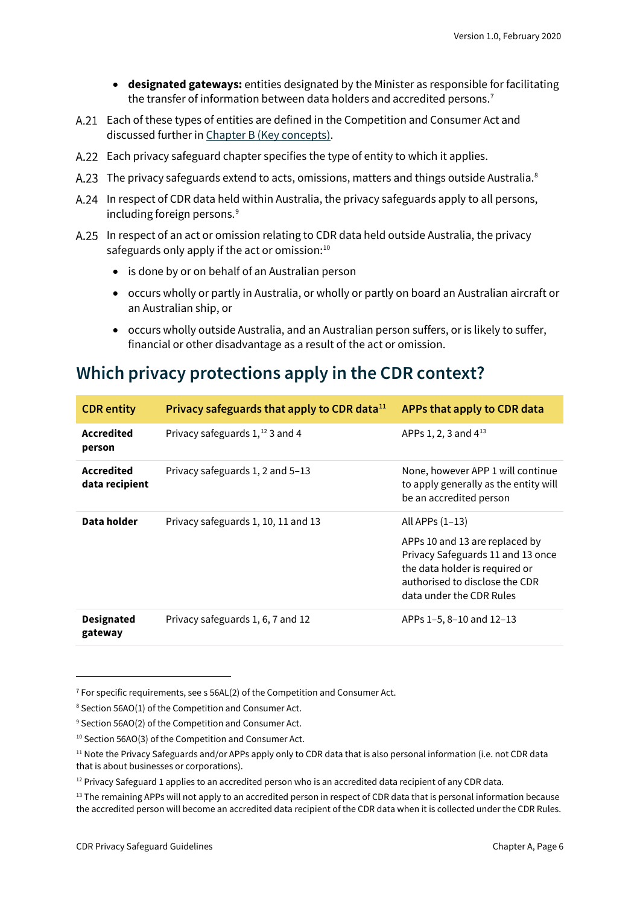- **designated gateways:** entities designated by the Minister as responsible for facilitating the transfer of information between data holders and accredited persons.[7]

A.21 Each of these types of entities are defined in the Competition and Consumer Act and discussed further in [Chapter B (Key concepts)](#).

A.22 Each privacy safeguard chapter specifies the type of entity to which it applies.

A.23 The privacy safeguards extend to acts, omissions, matters and things outside Australia.[8]

A.24 In respect of CDR data held within Australia, the privacy safeguards apply to all persons, including foreign persons.[9]

A.25 In respect of an act or omission relating to CDR data held outside Australia, the privacy safeguards only apply if the act or omission:[10]

- is done by or on behalf of an Australian person
- occurs wholly or partly in Australia, or wholly or partly on board an Australian aircraft or an Australian ship, or
- occurs wholly outside Australia, and an Australian person suffers, or is likely to suffer, financial or other disadvantage as a result of the act or omission.

## Which privacy protections apply in the CDR context?

| CDR entity | Privacy safeguards that apply to CDR data[11] | APPs that apply to CDR data |
|---|---|---|
| **Accredited person** | Privacy safeguards 1,[12] 3 and 4 | APPs 1, 2, 3 and 4[13] |
| **Accredited data recipient** | Privacy safeguards 1, 2 and 5–13 | None, however APP 1 will continue to apply generally as the entity will be an accredited person |
| **Data holder** | Privacy safeguards 1, 10, 11 and 13 | All APPs (1–13)<br><br>APPs 10 and 13 are replaced by Privacy Safeguards 11 and 13 once the data holder is required or authorised to disclose the CDR data under the CDR Rules |
| **Designated gateway** | Privacy safeguards 1, 6, 7 and 12 | APPs 1–5, 8–10 and 12–13 |

---

[7] For specific requirements, see s 56AL(2) of the Competition and Consumer Act.

[8] Section 56AO(1) of the Competition and Consumer Act.

[9] Section 56AO(2) of the Competition and Consumer Act.

[10] Section 56AO(3) of the Competition and Consumer Act.

[11] Note the Privacy Safeguards and/or APPs apply only to CDR data that is also personal information (i.e. not CDR data that is about businesses or corporations).

[12] Privacy Safeguard 1 applies to an accredited person who is an accredited data recipient of any CDR data.

[13] The remaining APPs will not apply to an accredited person in respect of CDR data that is personal information because the accredited person will become an accredited data recipient of the CDR data when it is collected under the CDR Rules.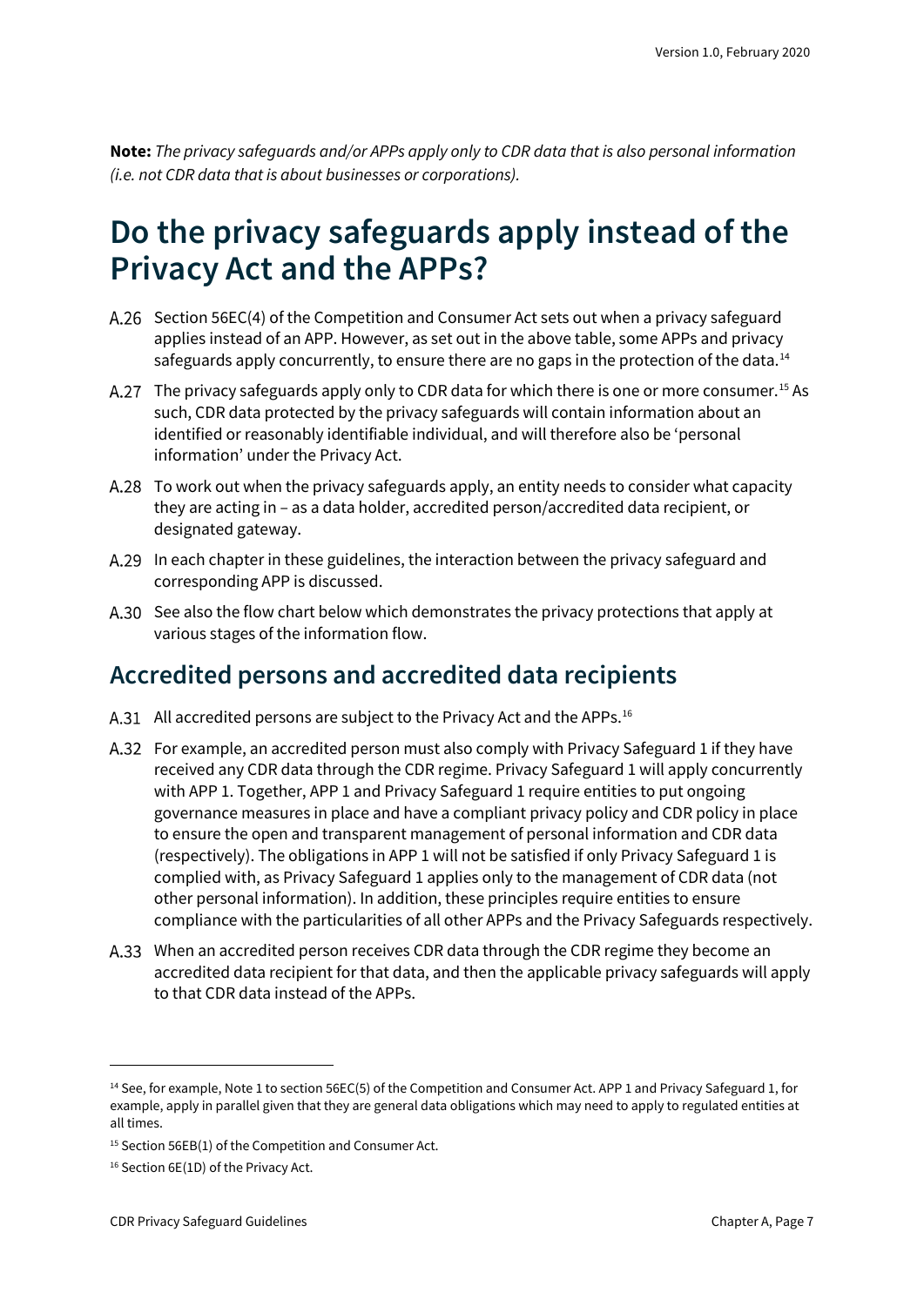**Note:** *The privacy safeguards and/or APPs apply only to CDR data that is also personal information (i.e. not CDR data that is about businesses or corporations).*

# Do the privacy safeguards apply instead of the Privacy Act and the APPs?

A.26 Section 56EC(4) of the Competition and Consumer Act sets out when a privacy safeguard applies instead of an APP. However, as set out in the above table, some APPs and privacy safeguards apply concurrently, to ensure there are no gaps in the protection of the data.[14]

A.27 The privacy safeguards apply only to CDR data for which there is one or more consumer.[15] As such, CDR data protected by the privacy safeguards will contain information about an identified or reasonably identifiable individual, and will therefore also be 'personal information' under the Privacy Act.

A.28 To work out when the privacy safeguards apply, an entity needs to consider what capacity they are acting in – as a data holder, accredited person/accredited data recipient, or designated gateway.

A.29 In each chapter in these guidelines, the interaction between the privacy safeguard and corresponding APP is discussed.

A.30 See also the flow chart below which demonstrates the privacy protections that apply at various stages of the information flow.

## Accredited persons and accredited data recipients

A.31 All accredited persons are subject to the Privacy Act and the APPs.[16]

A.32 For example, an accredited person must also comply with Privacy Safeguard 1 if they have received any CDR data through the CDR regime. Privacy Safeguard 1 will apply concurrently with APP 1. Together, APP 1 and Privacy Safeguard 1 require entities to put ongoing governance measures in place and have a compliant privacy policy and CDR policy in place to ensure the open and transparent management of personal information and CDR data (respectively). The obligations in APP 1 will not be satisfied if only Privacy Safeguard 1 is complied with, as Privacy Safeguard 1 applies only to the management of CDR data (not other personal information). In addition, these principles require entities to ensure compliance with the particularities of all other APPs and the Privacy Safeguards respectively.

A.33 When an accredited person receives CDR data through the CDR regime they become an accredited data recipient for that data, and then the applicable privacy safeguards will apply to that CDR data instead of the APPs.

---

[14] See, for example, Note 1 to section 56EC(5) of the Competition and Consumer Act. APP 1 and Privacy Safeguard 1, for example, apply in parallel given that they are general data obligations which may need to apply to regulated entities at all times.

[15] Section 56EB(1) of the Competition and Consumer Act.

[16] Section 6E(1D) of the Privacy Act.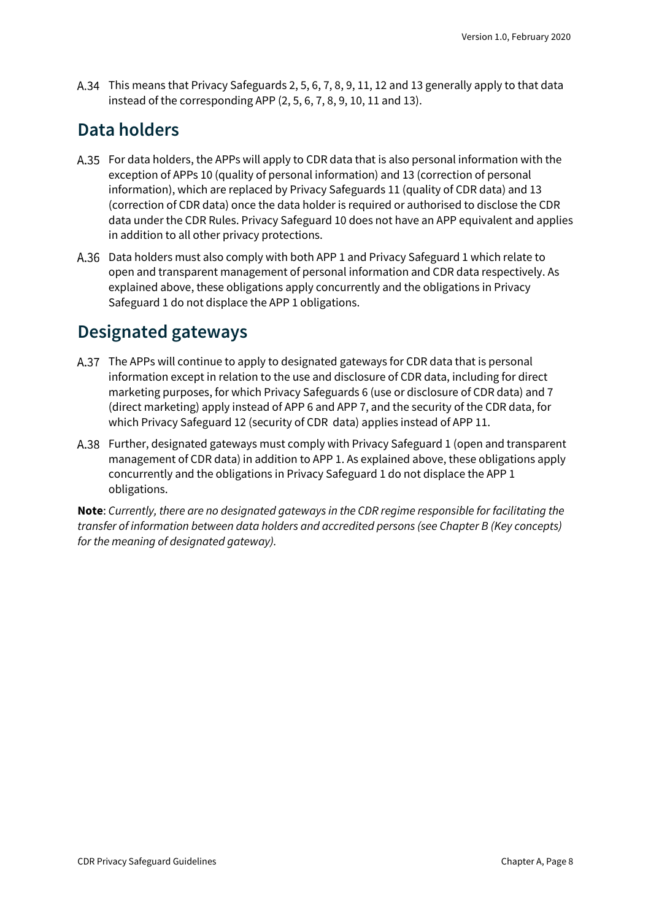A.34 This means that Privacy Safeguards 2, 5, 6, 7, 8, 9, 11, 12 and 13 generally apply to that data instead of the corresponding APP (2, 5, 6, 7, 8, 9, 10, 11 and 13).

## Data holders

A.35 For data holders, the APPs will apply to CDR data that is also personal information with the exception of APPs 10 (quality of personal information) and 13 (correction of personal information), which are replaced by Privacy Safeguards 11 (quality of CDR data) and 13 (correction of CDR data) once the data holder is required or authorised to disclose the CDR data under the CDR Rules. Privacy Safeguard 10 does not have an APP equivalent and applies in addition to all other privacy protections.

A.36 Data holders must also comply with both APP 1 and Privacy Safeguard 1 which relate to open and transparent management of personal information and CDR data respectively. As explained above, these obligations apply concurrently and the obligations in Privacy Safeguard 1 do not displace the APP 1 obligations.

## Designated gateways

A.37 The APPs will continue to apply to designated gateways for CDR data that is personal information except in relation to the use and disclosure of CDR data, including for direct marketing purposes, for which Privacy Safeguards 6 (use or disclosure of CDR data) and 7 (direct marketing) apply instead of APP 6 and APP 7, and the security of the CDR data, for which Privacy Safeguard 12 (security of CDR data) applies instead of APP 11.

A.38 Further, designated gateways must comply with Privacy Safeguard 1 (open and transparent management of CDR data) in addition to APP 1. As explained above, these obligations apply concurrently and the obligations in Privacy Safeguard 1 do not displace the APP 1 obligations.

**Note**: *Currently, there are no designated gateways in the CDR regime responsible for facilitating the transfer of information between data holders and accredited persons (see Chapter B (Key concepts) for the meaning of designated gateway).*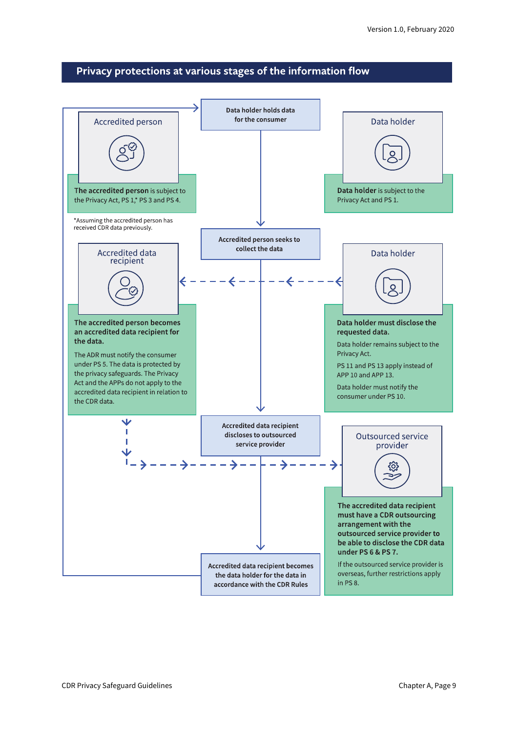## Privacy protections at various stages of the information flow

**Data holder holds data for the consumer**

**Accredited person**

**The accredited person** is subject to the Privacy Act, PS 1,* PS 3 and PS 4.

*Assuming the accredited person has received CDR data previously.

**Data holder**

**Data holder** is subject to the Privacy Act and PS 1.

**Accredited person seeks to collect the data**

**Accredited data recipient**

**The accredited person becomes an accredited data recipient for the data.**

The ADR must notify the consumer under PS 5. The data is protected by the privacy safeguards. The Privacy Act and the APPs do not apply to the accredited data recipient in relation to the CDR data.

**Data holder**

**Data holder must disclose the requested data.**

Data holder remains subject to the Privacy Act.

PS 11 and PS 13 apply instead of APP 10 and APP 13.

Data holder must notify the consumer under PS 10.

**Accredited data recipient discloses to outsourced service provider**

**Outsourced service provider**

**The accredited data recipient must have a CDR outsourcing arrangement with the outsourced service provider to be able to disclose the CDR data under PS 6 & PS 7.**

If the outsourced service provider is overseas, further restrictions apply in PS 8.

**Accredited data recipient becomes the data holder for the data in accordance with the CDR Rules**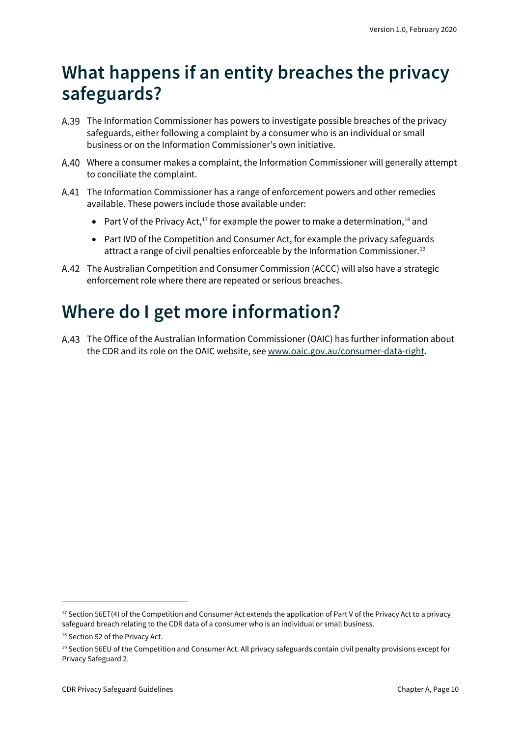## What happens if an entity breaches the privacy safeguards?

A.39 The Information Commissioner has powers to investigate possible breaches of the privacy safeguards, either following a complaint by a consumer who is an individual or small business or on the Information Commissioner's own initiative.

A.40 Where a consumer makes a complaint, the Information Commissioner will generally attempt to conciliate the complaint.

A.41 The Information Commissioner has a range of enforcement powers and other remedies available. These powers include those available under:

- Part V of the Privacy Act,[17] for example the power to make a determination,[18] and
- Part IVD of the Competition and Consumer Act, for example the privacy safeguards attract a range of civil penalties enforceable by the Information Commissioner.[19]

A.42 The Australian Competition and Consumer Commission (ACCC) will also have a strategic enforcement role where there are repeated or serious breaches.

## Where do I get more information?

A.43 The Office of the Australian Information Commissioner (OAIC) has further information about the CDR and its role on the OAIC website, see [www.oaic.gov.au/consumer-data-right](http://www.oaic.gov.au/consumer-data-right).

---

[17] Section 56ET(4) of the Competition and Consumer Act extends the application of Part V of the Privacy Act to a privacy safeguard breach relating to the CDR data of a consumer who is an individual or small business.

[18] Section 52 of the Privacy Act.

[19] Section 56EU of the Competition and Consumer Act. All privacy safeguards contain civil penalty provisions except for Privacy Safeguard 2.